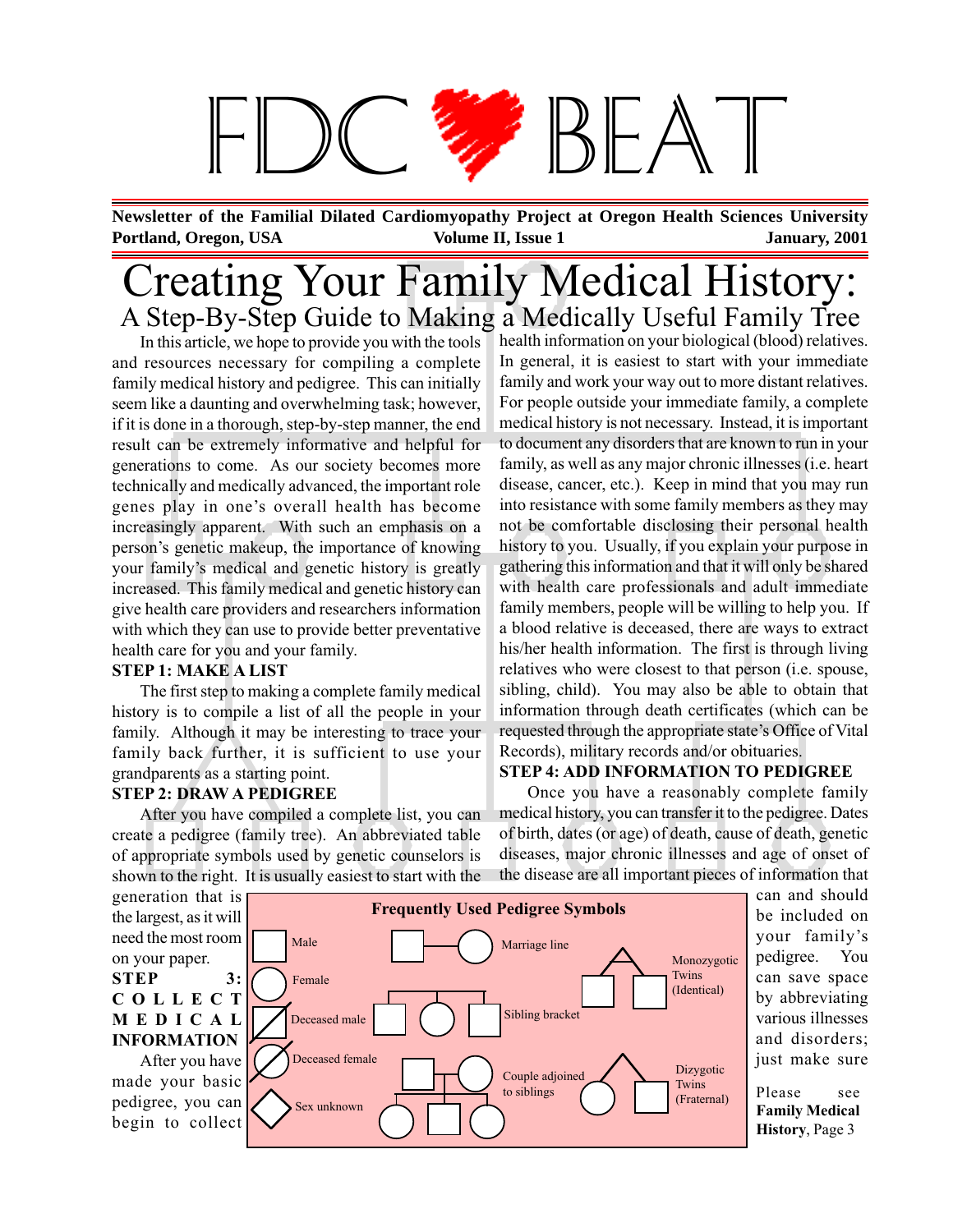# FDC ♥ BEAT

**Newsletter of the Familial Dilated Cardiomyopathy Project at Oregon Health Sciences University**
**Portland, Oregon, USA** **Volume II, Issue 1** **January, 2001**

# Creating Your Family Medical History:

## A Step-By-Step Guide to Making a Medically Useful Family Tree

In this article, we hope to provide you with the tools and resources necessary for compiling a complete family medical history and pedigree. This can initially seem like a daunting and overwhelming task; however, if it is done in a thorough, step-by-step manner, the end result can be extremely informative and helpful for generations to come. As our society becomes more technically and medically advanced, the important role genes play in one's overall health has become increasingly apparent. With such an emphasis on a person's genetic makeup, the importance of knowing your family's medical and genetic history is greatly increased. This family medical and genetic history can give health care providers and researchers information with which they can use to provide better preventative health care for you and your family.

**STEP 1: MAKE A LIST**

The first step to making a complete family medical history is to compile a list of all the people in your family. Although it may be interesting to trace your family back further, it is sufficient to use your grandparents as a starting point.

**STEP 2: DRAW A PEDIGREE**

After you have compiled a complete list, you can create a pedigree (family tree). An abbreviated table of appropriate symbols used by genetic counselors is shown to the right. It is usually easiest to start with the generation that is the largest, as it will need the most room on your paper.

**STEP 3: COLLECT MEDICAL INFORMATION**

After you have made your basic pedigree, you can begin to collect health information on your biological (blood) relatives. In general, it is easiest to start with your immediate family and work your way out to more distant relatives. For people outside your immediate family, a complete medical history is not necessary. Instead, it is important to document any disorders that are known to run in your family, as well as any major chronic illnesses (i.e. heart disease, cancer, etc.). Keep in mind that you may run into resistance with some family members as they may not be comfortable disclosing their personal health history to you. Usually, if you explain your purpose in gathering this information and that it will only be shared with health care professionals and adult immediate family members, people will be willing to help you. If a blood relative is deceased, there are ways to extract his/her health information. The first is through living relatives who were closest to that person (i.e. spouse, sibling, child). You may also be able to obtain that information through death certificates (which can be requested through the appropriate state's Office of Vital Records), military records and/or obituaries.

**STEP 4: ADD INFORMATION TO PEDIGREE**

Once you have a reasonably complete family medical history, you can transfer it to the pedigree. Dates of birth, dates (or age) of death, cause of death, genetic diseases, major chronic illnesses and age of onset of the disease are all important pieces of information that can and should be included on your family's pedigree. You can save space by abbreviating various illnesses and disorders; just make sure

**Frequently Used Pedigree Symbols**

- Male
- Female
- Deceased male
- Deceased female
- Sex unknown
- Marriage line
- Sibling bracket
- Couple adjoined to siblings
- Monozygotic Twins (Identical)
- Dizygotic Twins (Fraternal)

Please see **Family Medical History**, Page 3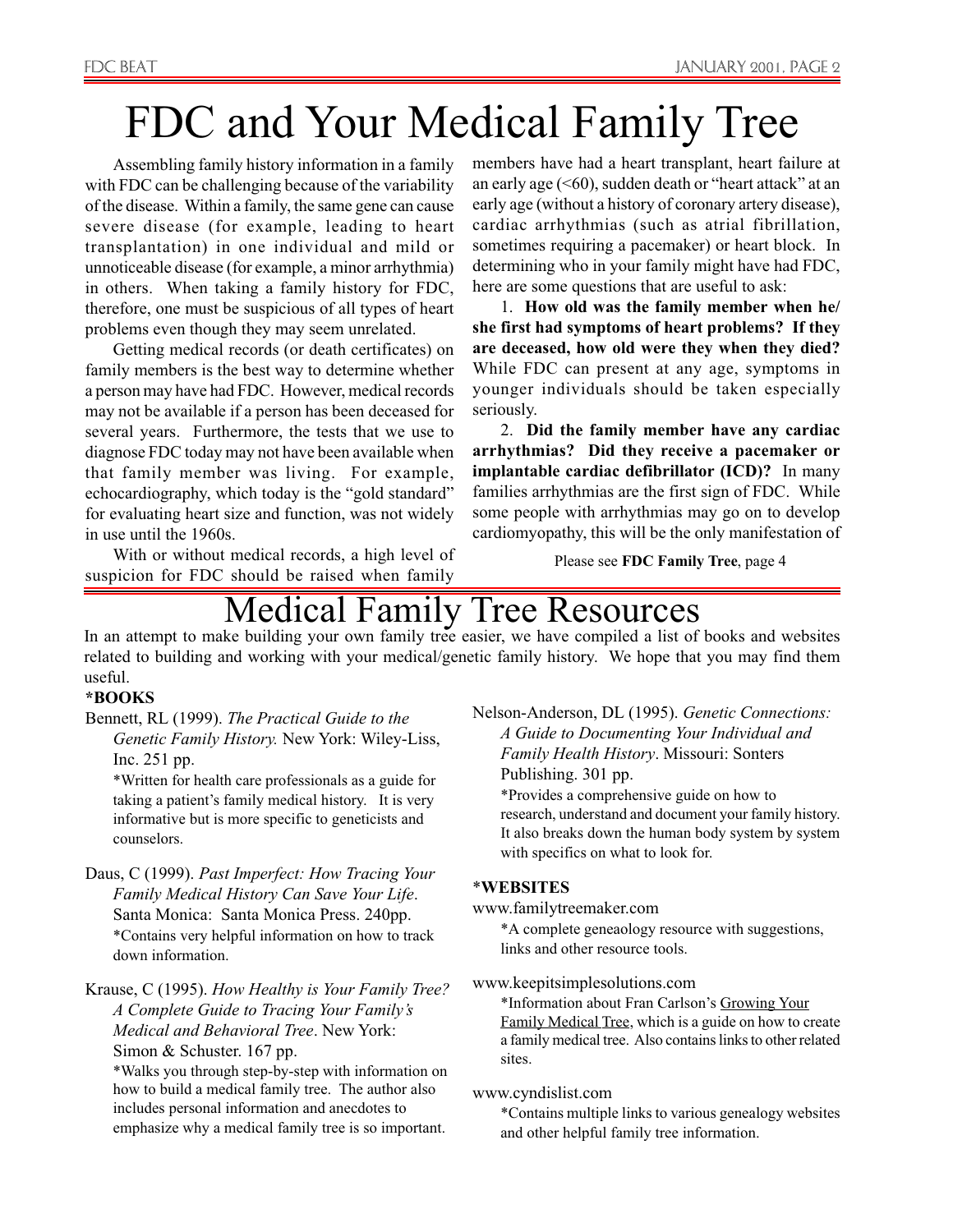# FDC and Your Medical Family Tree

Assembling family history information in a family with FDC can be challenging because of the variability of the disease. Within a family, the same gene can cause severe disease (for example, leading to heart transplantation) in one individual and mild or unnoticeable disease (for example, a minor arrhythmia) in others. When taking a family history for FDC, therefore, one must be suspicious of all types of heart problems even though they may seem unrelated.

Getting medical records (or death certificates) on family members is the best way to determine whether a person may have had FDC. However, medical records may not be available if a person has been deceased for several years. Furthermore, the tests that we use to diagnose FDC today may not have been available when that family member was living. For example, echocardiography, which today is the "gold standard" for evaluating heart size and function, was not widely in use until the 1960s.

With or without medical records, a high level of suspicion for FDC should be raised when family members have had a heart transplant, heart failure at an early age (<60), sudden death or "heart attack" at an early age (without a history of coronary artery disease), cardiac arrhythmias (such as atrial fibrillation, sometimes requiring a pacemaker) or heart block. In determining who in your family might have had FDC, here are some questions that are useful to ask:

1. **How old was the family member when he/she first had symptoms of heart problems? If they are deceased, how old were they when they died?** While FDC can present at any age, symptoms in younger individuals should be taken especially seriously.

2. **Did the family member have any cardiac arrhythmias? Did they receive a pacemaker or implantable cardiac defibrillator (ICD)?** In many families arrhythmias are the first sign of FDC. While some people with arrhythmias may go on to develop cardiomyopathy, this will be the only manifestation of

Please see **FDC Family Tree**, page 4

# Medical Family Tree Resources

In an attempt to make building your own family tree easier, we have compiled a list of books and websites related to building and working with your medical/genetic family history. We hope that you may find them useful.

**\*BOOKS**

Bennett, RL (1999). *The Practical Guide to the Genetic Family History.* New York: Wiley-Liss, Inc. 251 pp.

*Written for health care professionals as a guide for taking a patient's family medical history. It is very informative but is more specific to geneticists and counselors.

Daus, C (1999). *Past Imperfect: How Tracing Your Family Medical History Can Save Your Life*. Santa Monica: Santa Monica Press. 240pp.

*Contains very helpful information on how to track down information.

Krause, C (1995). *How Healthy is Your Family Tree? A Complete Guide to Tracing Your Family's Medical and Behavioral Tree*. New York: Simon & Schuster. 167 pp.

*Walks you through step-by-step with information on how to build a medical family tree. The author also includes personal information and anecdotes to emphasize why a medical family tree is so important.

Nelson-Anderson, DL (1995). *Genetic Connections: A Guide to Documenting Your Individual and Family Health History*. Missouri: Sonters Publishing. 301 pp.

*Provides a comprehensive guide on how to research, understand and document your family history. It also breaks down the human body system by system with specifics on what to look for.

\***WEBSITES**

www.familytreemaker.com

*A complete geneaology resource with suggestions, links and other resource tools.

www.keepitsimplesolutions.com

*Information about Fran Carlson's Growing Your Family Medical Tree, which is a guide on how to create a family medical tree. Also contains links to other related sites.

www.cyndislist.com

*Contains multiple links to various genealogy websites and other helpful family tree information.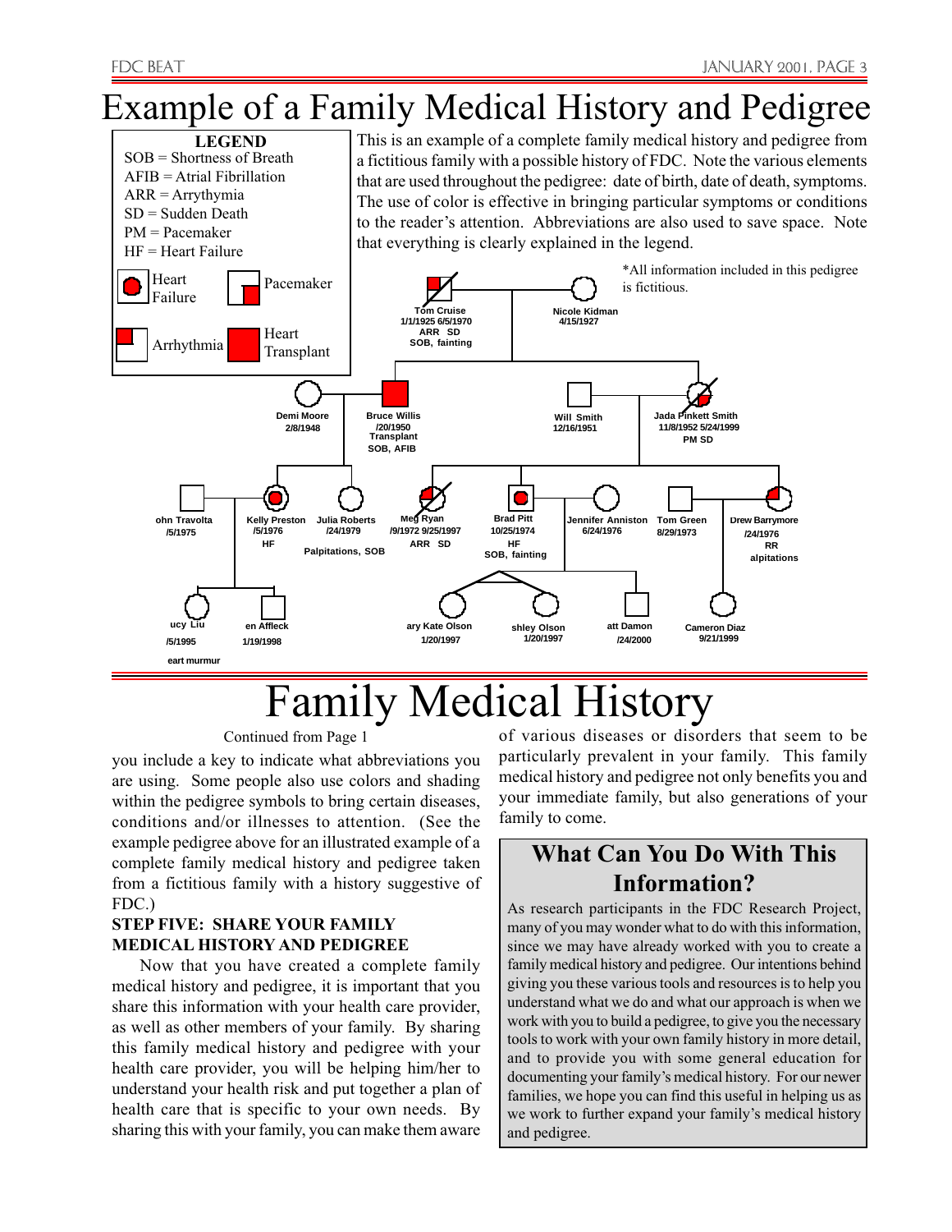# Example of a Family Medical History and Pedigree

**LEGEND**

SOB = Shortness of Breath
AFIB = Atrial Fibrillation
ARR = Arrythymia
SD = Sudden Death
PM = Pacemaker
HF = Heart Failure

Heart Failure | Pacemaker | Arrhythmia | Heart Transplant

This is an example of a complete family medical history and pedigree from a fictitious family with a possible history of FDC. Note the various elements that are used throughout the pedigree: date of birth, date of death, symptoms. The use of color is effective in bringing particular symptoms or conditions to the reader's attention. Abbreviations are also used to save space. Note that everything is clearly explained in the legend.

*All information included in this pedigree is fictitious.

Tom Cruise 1/1/1925 6/5/1970 ARR SD SOB, fainting

Nicole Kidman 4/15/1927

Demi Moore 2/8/1948

Bruce Willis /20/1950 Transplant SOB, AFIB

Will Smith 12/16/1951

Jada Pinkett Smith 11/8/1952 5/24/1999 PM SD

ohn Travolta /5/1975

Kelly Preston /5/1976 HF

Julia Roberts /24/1979 Palpitations, SOB

Meg Ryan /9/1972 9/25/1997 ARR SD

Brad Pitt 10/25/1974 HF SOB, fainting

Jennifer Anniston 6/24/1976

Tom Green 8/29/1973

Drew Barrymore /24/1976 RR alpitations

ucy Liu /5/1995 eart murmur

en Affleck 1/19/1998

ary Kate Olson 1/20/1997

shley Olson 1/20/1997

att Damon /24/2000

Cameron Diaz 9/21/1999

# Family Medical History

Continued from Page 1

you include a key to indicate what abbreviations you are using. Some people also use colors and shading within the pedigree symbols to bring certain diseases, conditions and/or illnesses to attention. (See the example pedigree above for an illustrated example of a complete family medical history and pedigree taken from a fictitious family with a history suggestive of FDC.)

**STEP FIVE: SHARE YOUR FAMILY MEDICAL HISTORY AND PEDIGREE**

Now that you have created a complete family medical history and pedigree, it is important that you share this information with your health care provider, as well as other members of your family. By sharing this family medical history and pedigree with your health care provider, you will be helping him/her to understand your health risk and put together a plan of health care that is specific to your own needs. By sharing this with your family, you can make them aware of various diseases or disorders that seem to be particularly prevalent in your family. This family medical history and pedigree not only benefits you and your immediate family, but also generations of your family to come.

## What Can You Do With This Information?

As research participants in the FDC Research Project, many of you may wonder what to do with this information, since we may have already worked with you to create a family medical history and pedigree. Our intentions behind giving you these various tools and resources is to help you understand what we do and what our approach is when we work with you to build a pedigree, to give you the necessary tools to work with your own family history in more detail, and to provide you with some general education for documenting your family's medical history. For our newer families, we hope you can find this useful in helping us as we work to further expand your family's medical history and pedigree.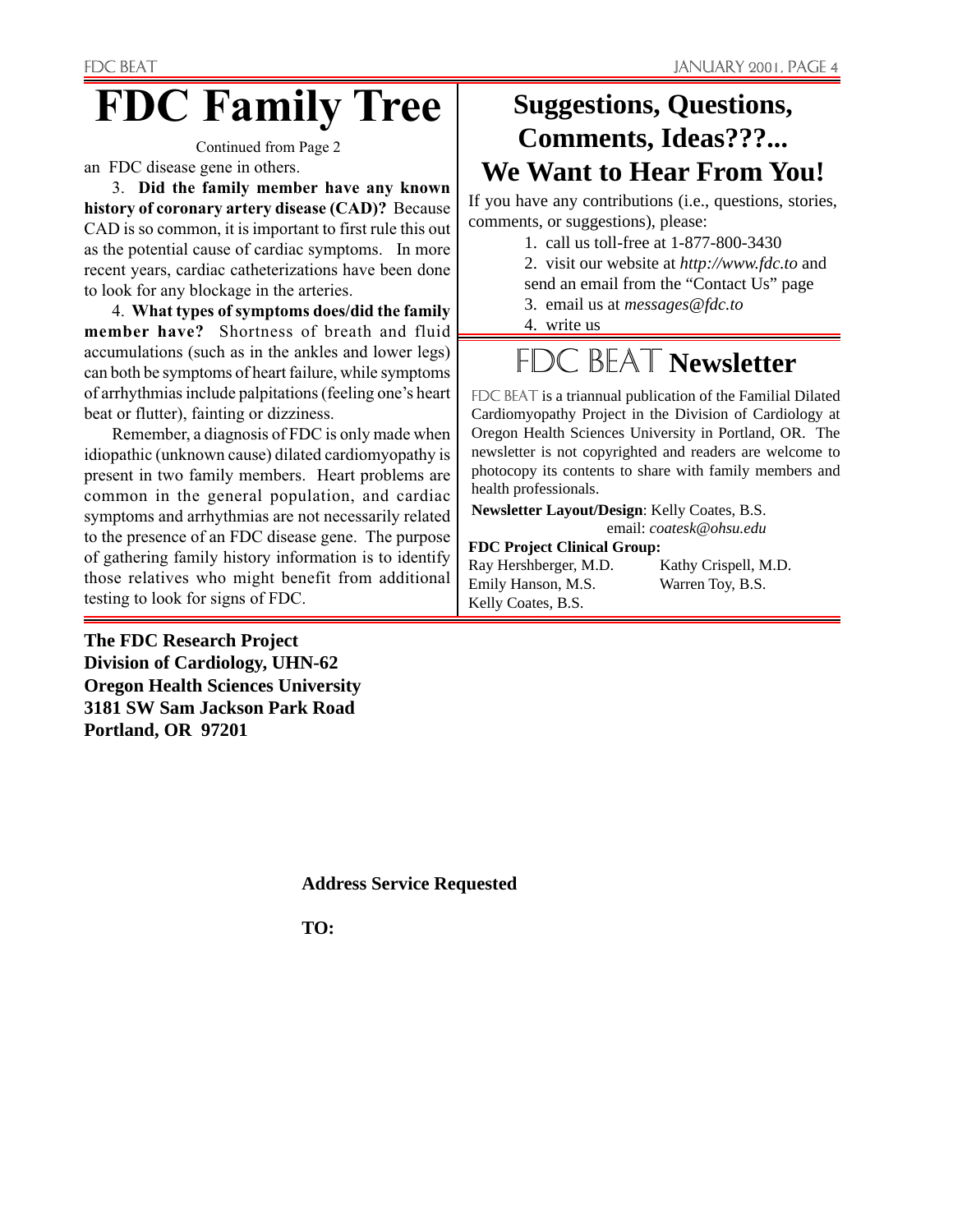# FDC Family Tree

Continued from Page 2

an FDC disease gene in others.

3. **Did the family member have any known history of coronary artery disease (CAD)?** Because CAD is so common, it is important to first rule this out as the potential cause of cardiac symptoms. In more recent years, cardiac catheterizations have been done to look for any blockage in the arteries.

4. **What types of symptoms does/did the family member have?** Shortness of breath and fluid accumulations (such as in the ankles and lower legs) can both be symptoms of heart failure, while symptoms of arrhythmias include palpitations (feeling one's heart beat or flutter), fainting or dizziness.

Remember, a diagnosis of FDC is only made when idiopathic (unknown cause) dilated cardiomyopathy is present in two family members. Heart problems are common in the general population, and cardiac symptoms and arrhythmias are not necessarily related to the presence of an FDC disease gene. The purpose of gathering family history information is to identify those relatives who might benefit from additional testing to look for signs of FDC.

# Suggestions, Questions, Comments, Ideas???... We Want to Hear From You!

If you have any contributions (i.e., questions, stories, comments, or suggestions), please:

1. call us toll-free at 1-877-800-3430
2. visit our website at *http://www.fdc.to* and send an email from the "Contact Us" page
3. email us at *messages@fdc.to*
4. write us

# FDC BEAT Newsletter

FDC BEAT is a triannual publication of the Familial Dilated Cardiomyopathy Project in the Division of Cardiology at Oregon Health Sciences University in Portland, OR. The newsletter is not copyrighted and readers are welcome to photocopy its contents to share with family members and health professionals.

**Newsletter Layout/Design**: Kelly Coates, B.S.
email: *coatesk@ohsu.edu*

**FDC Project Clinical Group:**

Ray Hershberger, M.D.
Kathy Crispell, M.D.
Emily Hanson, M.S.
Warren Toy, B.S.
Kelly Coates, B.S.

**The FDC Research Project**
**Division of Cardiology, UHN-62**
**Oregon Health Sciences University**
**3181 SW Sam Jackson Park Road**
**Portland, OR 97201**

**Address Service Requested**

**TO:**